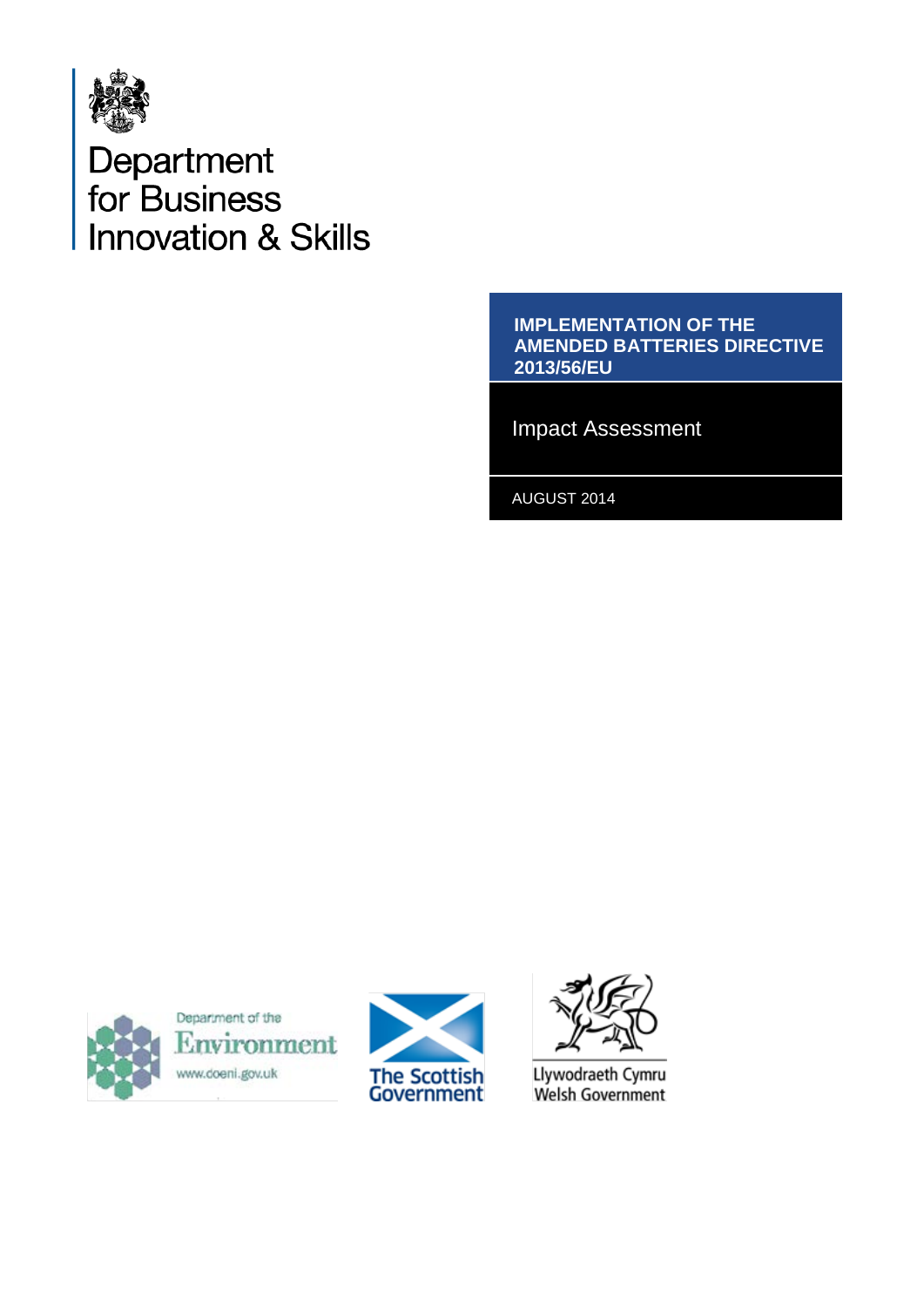Department for Business Innovation & Skills

# IMPLEMENTATION OF THE AMENDED BATTERIES DIRECTIVE 2013/56/EU

Impact Assessment

AUGUST 2014

Department of the Environment
www.doeni.gov.uk

The Scottish Government

Llywodraeth Cymru
Welsh Government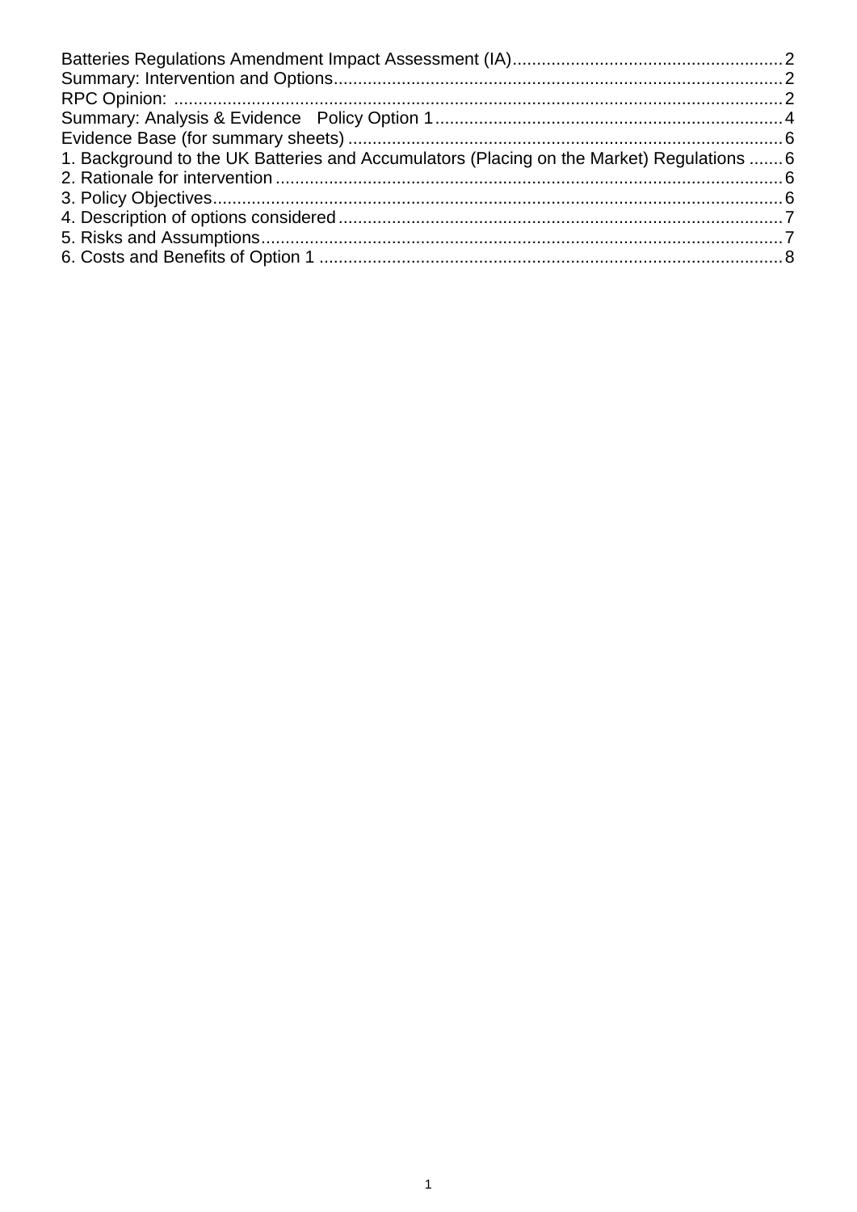Batteries Regulations Amendment Impact Assessment (IA)........................................................2
Summary: Intervention and Options............................................................................................2
RPC Opinion: .............................................................................................................................2
Summary: Analysis & Evidence Policy Option 1........................................................................4
Evidence Base (for summary sheets) ..........................................................................................6
1. Background to the UK Batteries and Accumulators (Placing on the Market) Regulations .......6
2. Rationale for intervention........................................................................................................6
3. Policy Objectives.....................................................................................................................6
4. Description of options considered...........................................................................................7
5. Risks and Assumptions...........................................................................................................7
6. Costs and Benefits of Option 1 ...............................................................................................8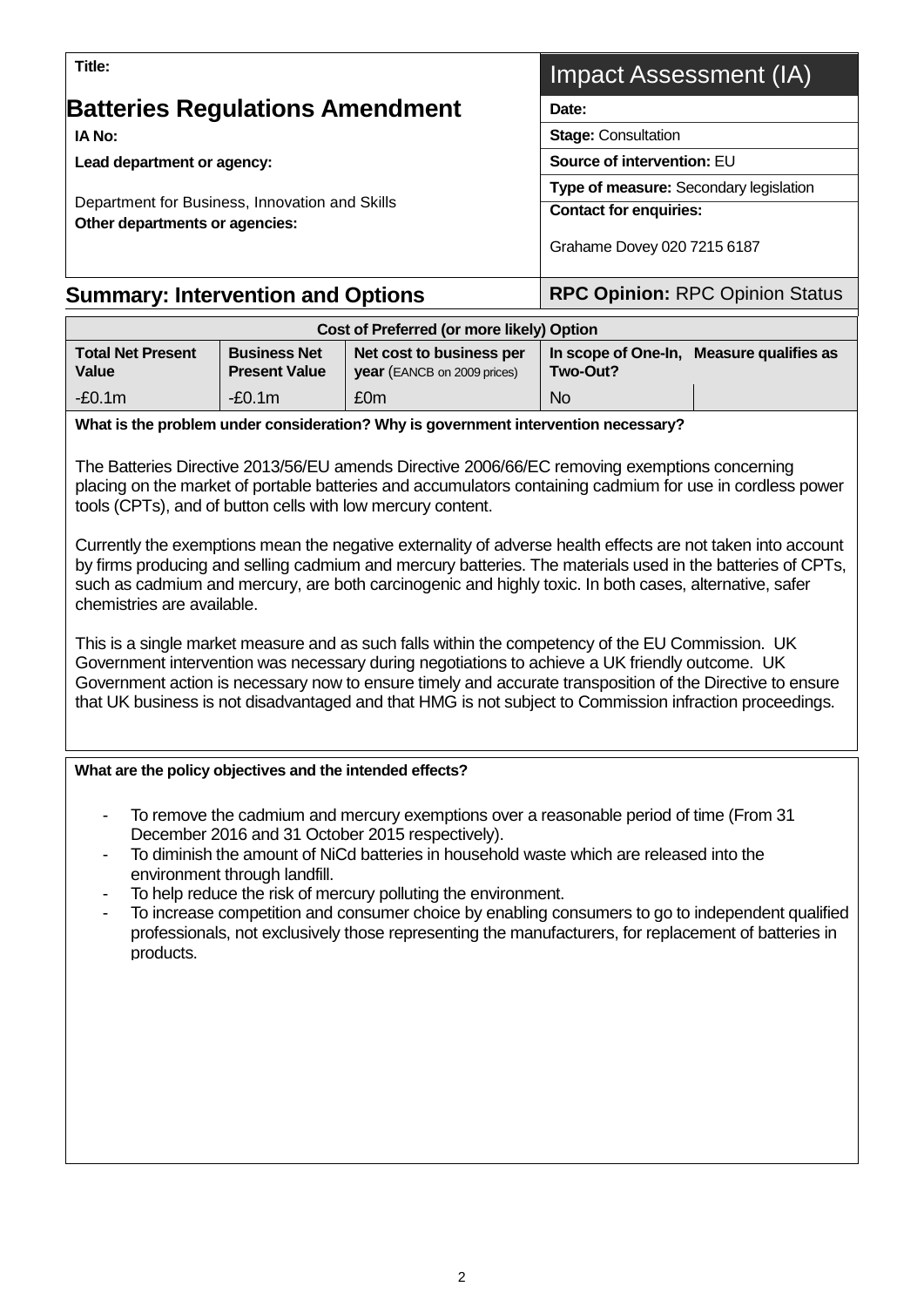| **Title:** | Impact Assessment (IA) |
| --- | --- |
| **Batteries Regulations Amendment** | **Date:** |
| **IA No:** | **Stage:** Consultation |
| **Lead department or agency:** | **Source of intervention:** EU |
| Department for Business, Innovation and Skills | **Type of measure:** Secondary legislation |
| **Other departments or agencies:** | **Contact for enquiries:** Grahame Dovey 020 7215 6187 |

## Summary: Intervention and Options

**RPC Opinion:** RPC Opinion Status

| Cost of Preferred (or more likely) Option | | | | |
| --- | --- | --- | --- | --- |
| **Total Net Present Value** | **Business Net Present Value** | **Net cost to business per year** (EANCB on 2009 prices) | **In scope of One-In, Two-Out?** | **Measure qualifies as** |
| -£0.1m | -£0.1m | £0m | No | |

**What is the problem under consideration? Why is government intervention necessary?**

The Batteries Directive 2013/56/EU amends Directive 2006/66/EC removing exemptions concerning placing on the market of portable batteries and accumulators containing cadmium for use in cordless power tools (CPTs), and of button cells with low mercury content.

Currently the exemptions mean the negative externality of adverse health effects are not taken into account by firms producing and selling cadmium and mercury batteries. The materials used in the batteries of CPTs, such as cadmium and mercury, are both carcinogenic and highly toxic. In both cases, alternative, safer chemistries are available.

This is a single market measure and as such falls within the competency of the EU Commission. UK Government intervention was necessary during negotiations to achieve a UK friendly outcome. UK Government action is necessary now to ensure timely and accurate transposition of the Directive to ensure that UK business is not disadvantaged and that HMG is not subject to Commission infraction proceedings.

**What are the policy objectives and the intended effects?**

- To remove the cadmium and mercury exemptions over a reasonable period of time (From 31 December 2016 and 31 October 2015 respectively).
- To diminish the amount of NiCd batteries in household waste which are released into the environment through landfill.
- To help reduce the risk of mercury polluting the environment.
- To increase competition and consumer choice by enabling consumers to go to independent qualified professionals, not exclusively those representing the manufacturers, for replacement of batteries in products.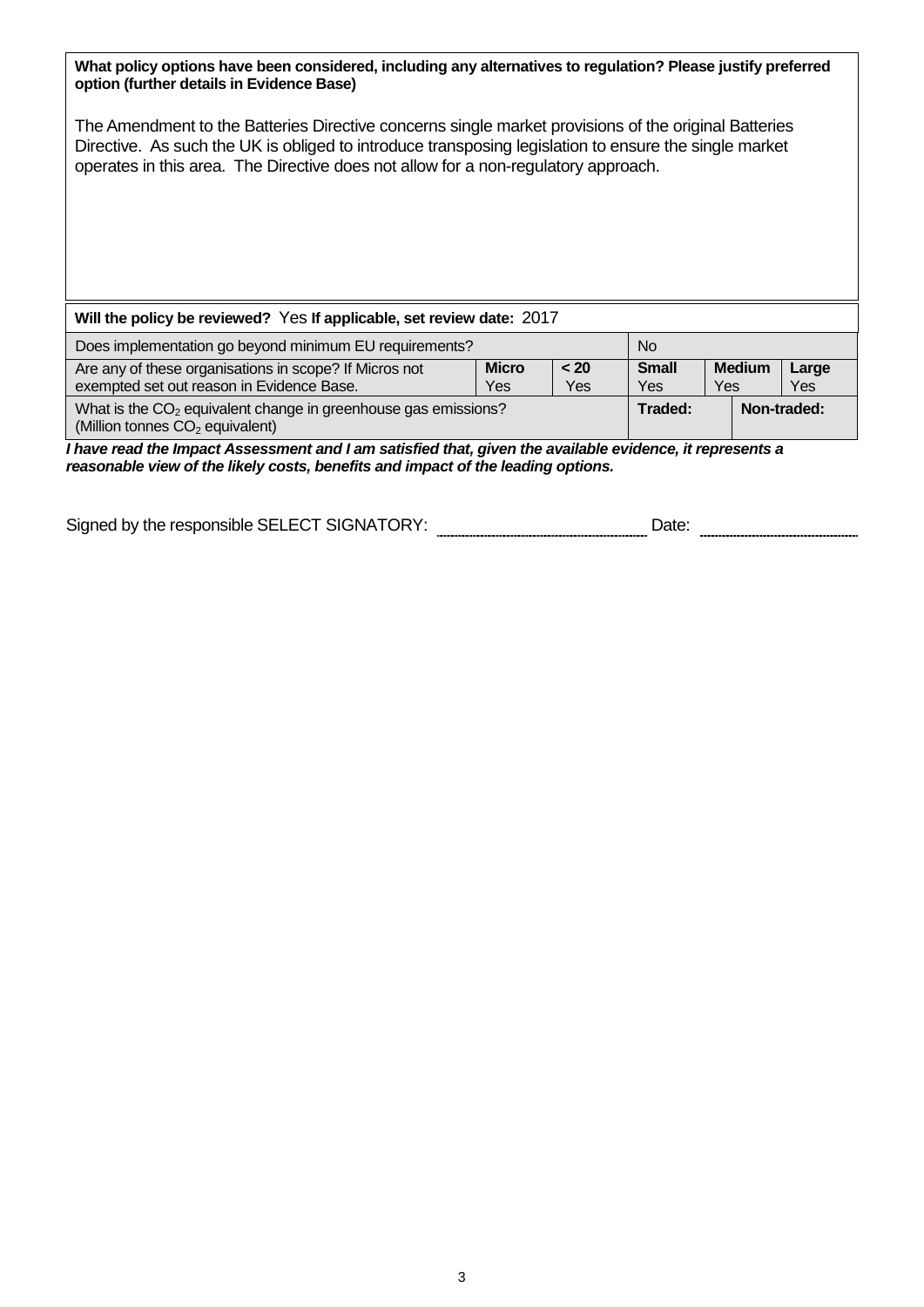**What policy options have been considered, including any alternatives to regulation? Please justify preferred option (further details in Evidence Base)**

The Amendment to the Batteries Directive concerns single market provisions of the original Batteries Directive. As such the UK is obliged to introduce transposing legislation to ensure the single market operates in this area. The Directive does not allow for a non-regulatory approach.

**Will the policy be reviewed?** Yes **If applicable, set review date:** 2017

| Does implementation go beyond minimum EU requirements? | | | No | | | |
|---|---|---|---|---|---|---|
| Are any of these organisations in scope? If Micros not exempted set out reason in Evidence Base. | **Micro** Yes | **< 20** Yes | **Small** Yes | **Medium** Yes | | **Large** Yes |
| What is the $CO_2$ equivalent change in greenhouse gas emissions? (Million tonnes $CO_2$ equivalent) | | | **Traded:** | | **Non-traded:** | |

***I have read the Impact Assessment and I am satisfied that, given the available evidence, it represents a reasonable view of the likely costs, benefits and impact of the leading options.***

Signed by the responsible SELECT SIGNATORY: ____________________ Date: ________________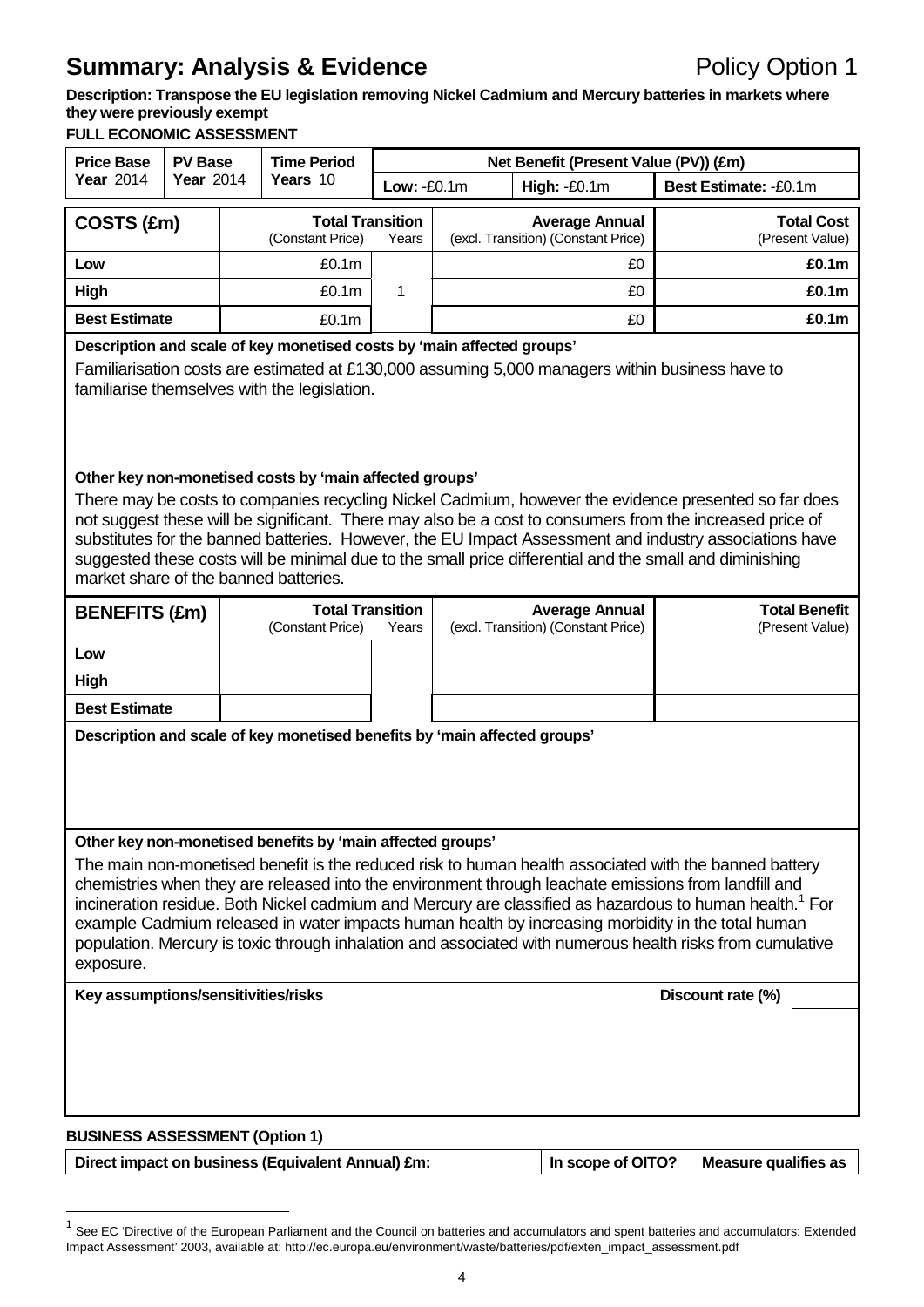# Summary: Analysis & Evidence

Policy Option 1

**Description: Transpose the EU legislation removing Nickel Cadmium and Mercury batteries in markets where they were previously exempt**

**FULL ECONOMIC ASSESSMENT**

| Price Base Year 2014 | PV Base Year 2014 | Time Period Years 10 | Net Benefit (Present Value (PV)) (£m) | | |
|---|---|---|---|---|---|
| | | | Low: -£0.1m | High: -£0.1m | Best Estimate: -£0.1m |

| COSTS (£m) | Total Transition (Constant Price) | Years | Average Annual (excl. Transition) (Constant Price) | Total Cost (Present Value) |
|---|---|---|---|---|
| Low | £0.1m | | £0 | **£0.1m** |
| High | £0.1m | 1 | £0 | **£0.1m** |
| Best Estimate | £0.1m | | £0 | **£0.1m** |

**Description and scale of key monetised costs by 'main affected groups'**

Familiarisation costs are estimated at £130,000 assuming 5,000 managers within business have to familiarise themselves with the legislation.

**Other key non-monetised costs by 'main affected groups'**

There may be costs to companies recycling Nickel Cadmium, however the evidence presented so far does not suggest these will be significant. There may also be a cost to consumers from the increased price of substitutes for the banned batteries. However, the EU Impact Assessment and industry associations have suggested these costs will be minimal due to the small price differential and the small and diminishing market share of the banned batteries.

| BENEFITS (£m) | Total Transition (Constant Price) | Years | Average Annual (excl. Transition) (Constant Price) | Total Benefit (Present Value) |
|---|---|---|---|---|
| Low | | | | |
| High | | | | |
| Best Estimate | | | | |

**Description and scale of key monetised benefits by 'main affected groups'**

**Other key non-monetised benefits by 'main affected groups'**

The main non-monetised benefit is the reduced risk to human health associated with the banned battery chemistries when they are released into the environment through leachate emissions from landfill and incineration residue. Both Nickel cadmium and Mercury are classified as hazardous to human health.[1] For example Cadmium released in water impacts human health by increasing morbidity in the total human population. Mercury is toxic through inhalation and associated with numerous health risks from cumulative exposure.

**Key assumptions/sensitivities/risks** | **Discount rate (%)** |

**BUSINESS ASSESSMENT (Option 1)**

| Direct impact on business (Equivalent Annual) £m: | In scope of OITO? | Measure qualifies as |
|---|---|---|

[1] See EC 'Directive of the European Parliament and the Council on batteries and accumulators and spent batteries and accumulators: Extended Impact Assessment' 2003, available at: http://ec.europa.eu/environment/waste/batteries/pdf/exten_impact_assessment.pdf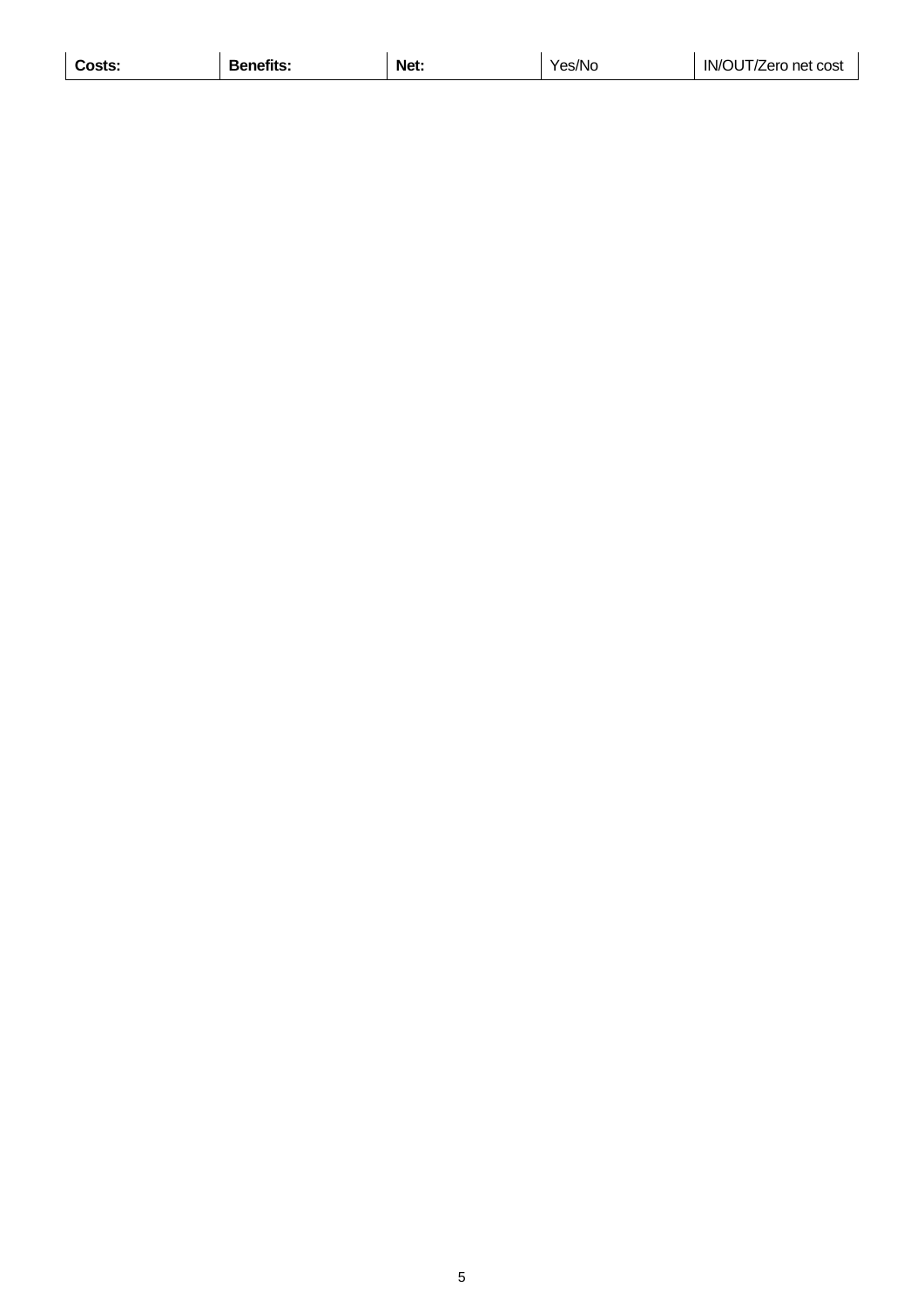| Costs: | Benefits: | Net: | Yes/No | IN/OUT/Zero net cost |
|---|---|---|---|---|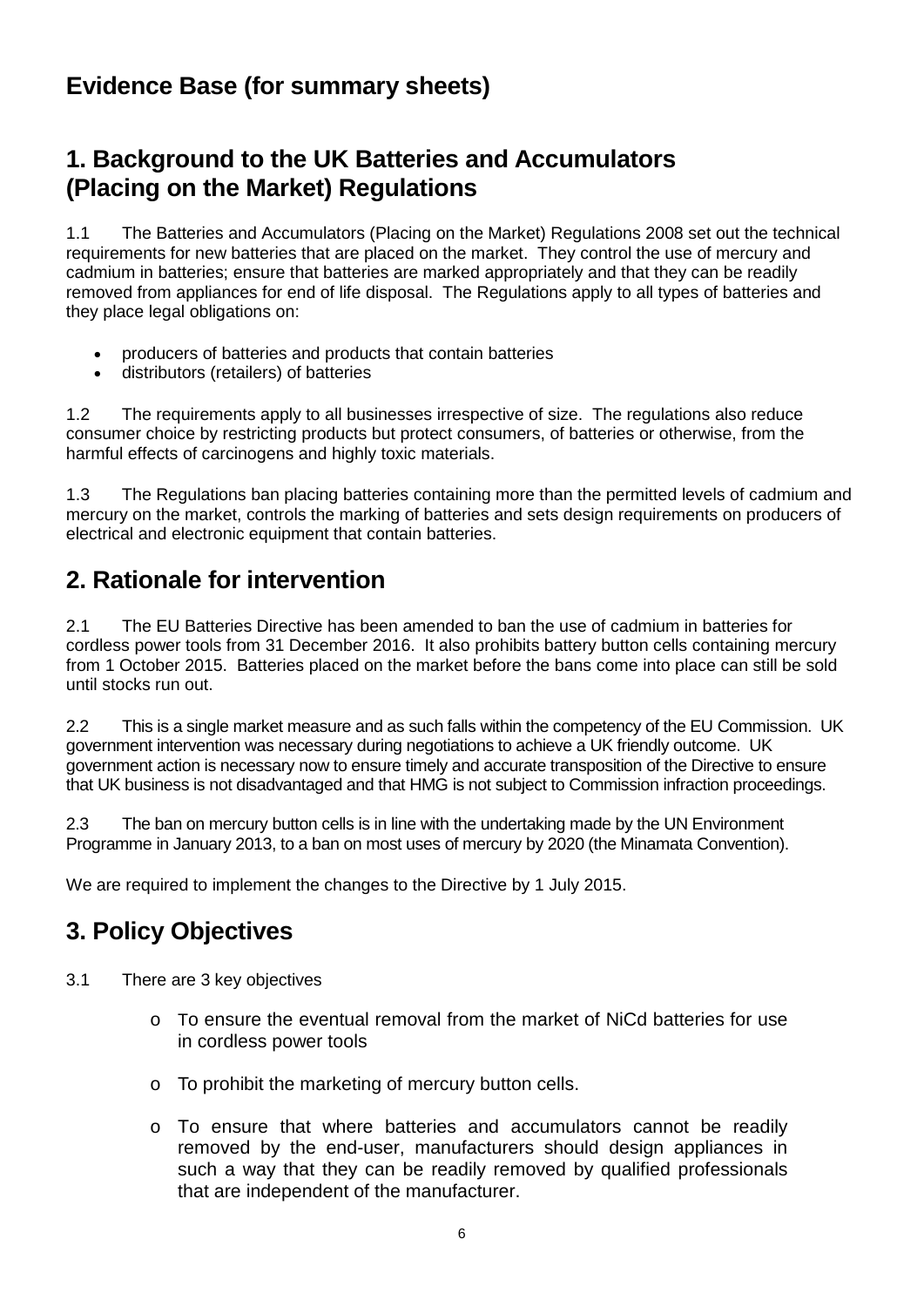## Evidence Base (for summary sheets)

## 1. Background to the UK Batteries and Accumulators (Placing on the Market) Regulations

1.1 The Batteries and Accumulators (Placing on the Market) Regulations 2008 set out the technical requirements for new batteries that are placed on the market. They control the use of mercury and cadmium in batteries; ensure that batteries are marked appropriately and that they can be readily removed from appliances for end of life disposal. The Regulations apply to all types of batteries and they place legal obligations on:

- producers of batteries and products that contain batteries
- distributors (retailers) of batteries

1.2 The requirements apply to all businesses irrespective of size. The regulations also reduce consumer choice by restricting products but protect consumers, of batteries or otherwise, from the harmful effects of carcinogens and highly toxic materials.

1.3 The Regulations ban placing batteries containing more than the permitted levels of cadmium and mercury on the market, controls the marking of batteries and sets design requirements on producers of electrical and electronic equipment that contain batteries.

## 2. Rationale for intervention

2.1 The EU Batteries Directive has been amended to ban the use of cadmium in batteries for cordless power tools from 31 December 2016. It also prohibits battery button cells containing mercury from 1 October 2015. Batteries placed on the market before the bans come into place can still be sold until stocks run out.

2.2 This is a single market measure and as such falls within the competency of the EU Commission. UK government intervention was necessary during negotiations to achieve a UK friendly outcome. UK government action is necessary now to ensure timely and accurate transposition of the Directive to ensure that UK business is not disadvantaged and that HMG is not subject to Commission infraction proceedings.

2.3 The ban on mercury button cells is in line with the undertaking made by the UN Environment Programme in January 2013, to a ban on most uses of mercury by 2020 (the Minamata Convention).

We are required to implement the changes to the Directive by 1 July 2015.

## 3. Policy Objectives

3.1 There are 3 key objectives

- To ensure the eventual removal from the market of NiCd batteries for use in cordless power tools
- To prohibit the marketing of mercury button cells.
- To ensure that where batteries and accumulators cannot be readily removed by the end-user, manufacturers should design appliances in such a way that they can be readily removed by qualified professionals that are independent of the manufacturer.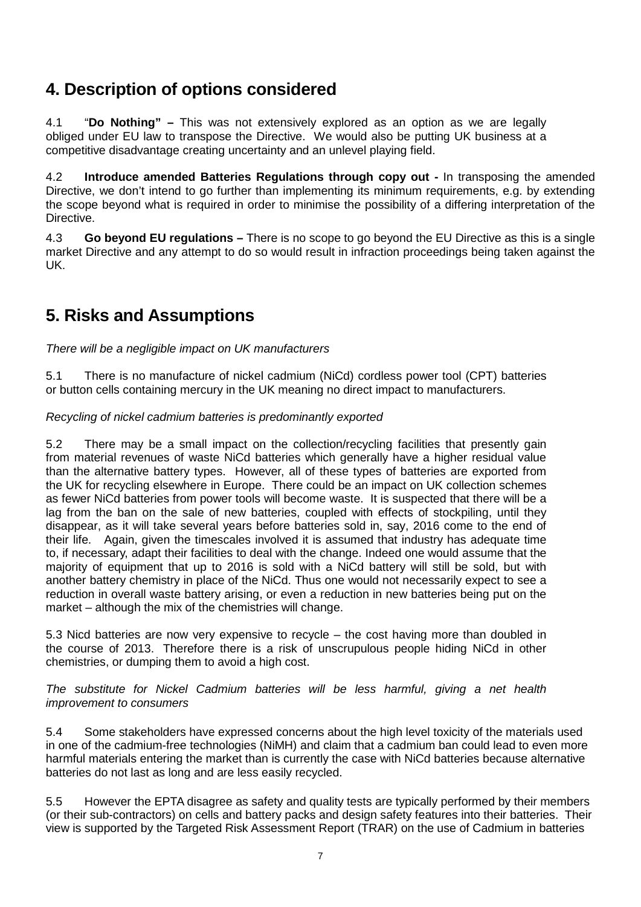## 4. Description of options considered

4.1 "**Do Nothing" –** This was not extensively explored as an option as we are legally obliged under EU law to transpose the Directive. We would also be putting UK business at a competitive disadvantage creating uncertainty and an unlevel playing field.

4.2 **Introduce amended Batteries Regulations through copy out -** In transposing the amended Directive, we don't intend to go further than implementing its minimum requirements, e.g. by extending the scope beyond what is required in order to minimise the possibility of a differing interpretation of the Directive.

4.3 **Go beyond EU regulations –** There is no scope to go beyond the EU Directive as this is a single market Directive and any attempt to do so would result in infraction proceedings being taken against the UK.

## 5. Risks and Assumptions

*There will be a negligible impact on UK manufacturers*

5.1 There is no manufacture of nickel cadmium (NiCd) cordless power tool (CPT) batteries or button cells containing mercury in the UK meaning no direct impact to manufacturers.

*Recycling of nickel cadmium batteries is predominantly exported*

5.2 There may be a small impact on the collection/recycling facilities that presently gain from material revenues of waste NiCd batteries which generally have a higher residual value than the alternative battery types. However, all of these types of batteries are exported from the UK for recycling elsewhere in Europe. There could be an impact on UK collection schemes as fewer NiCd batteries from power tools will become waste. It is suspected that there will be a lag from the ban on the sale of new batteries, coupled with effects of stockpiling, until they disappear, as it will take several years before batteries sold in, say, 2016 come to the end of their life. Again, given the timescales involved it is assumed that industry has adequate time to, if necessary, adapt their facilities to deal with the change. Indeed one would assume that the majority of equipment that up to 2016 is sold with a NiCd battery will still be sold, but with another battery chemistry in place of the NiCd. Thus one would not necessarily expect to see a reduction in overall waste battery arising, or even a reduction in new batteries being put on the market – although the mix of the chemistries will change.

5.3 Nicd batteries are now very expensive to recycle – the cost having more than doubled in the course of 2013. Therefore there is a risk of unscrupulous people hiding NiCd in other chemistries, or dumping them to avoid a high cost.

*The substitute for Nickel Cadmium batteries will be less harmful, giving a net health improvement to consumers*

5.4 Some stakeholders have expressed concerns about the high level toxicity of the materials used in one of the cadmium-free technologies (NiMH) and claim that a cadmium ban could lead to even more harmful materials entering the market than is currently the case with NiCd batteries because alternative batteries do not last as long and are less easily recycled.

5.5 However the EPTA disagree as safety and quality tests are typically performed by their members (or their sub-contractors) on cells and battery packs and design safety features into their batteries. Their view is supported by the Targeted Risk Assessment Report (TRAR) on the use of Cadmium in batteries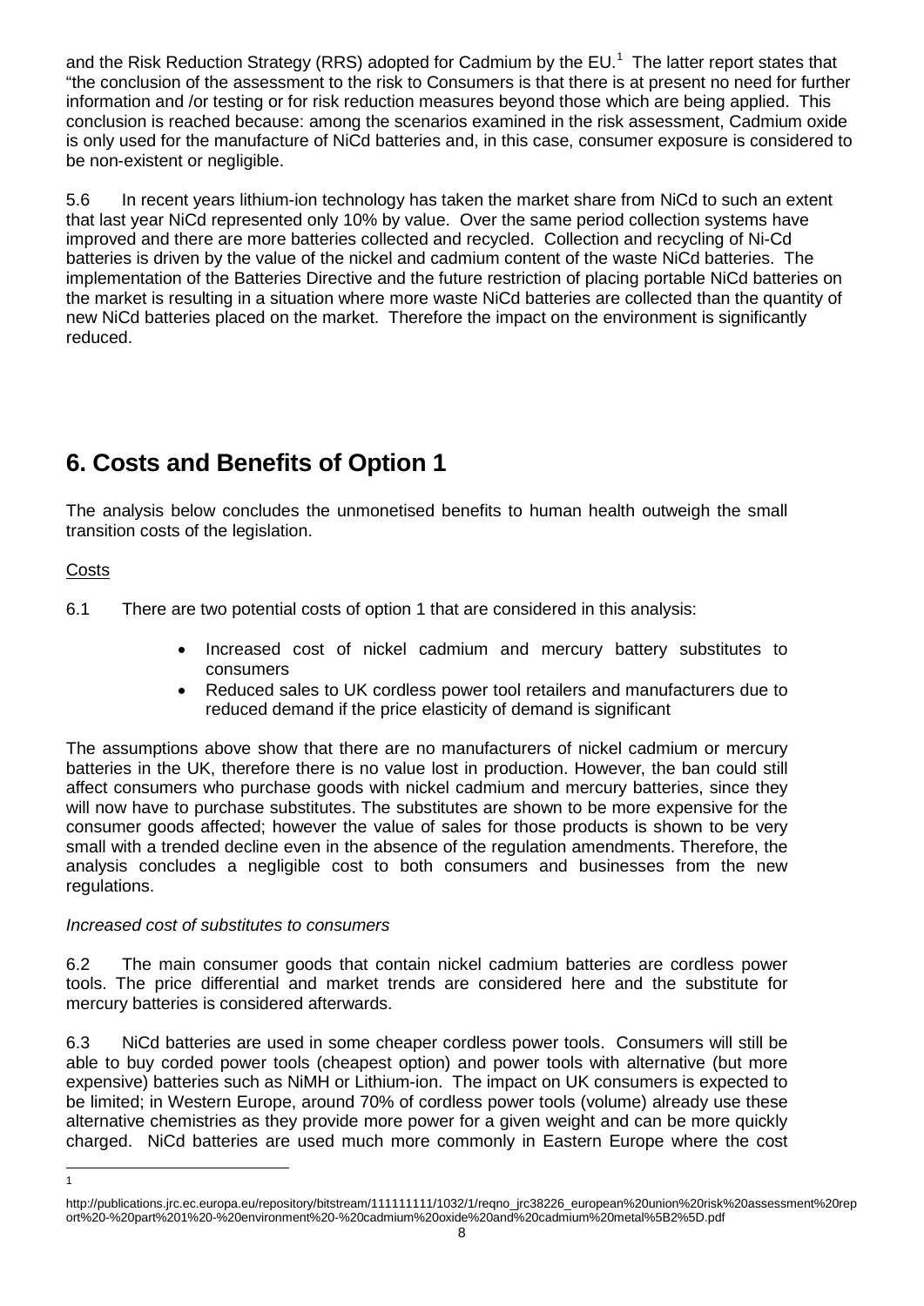and the Risk Reduction Strategy (RRS) adopted for Cadmium by the EU.[1] The latter report states that "the conclusion of the assessment to the risk to Consumers is that there is at present no need for further information and /or testing or for risk reduction measures beyond those which are being applied. This conclusion is reached because: among the scenarios examined in the risk assessment, Cadmium oxide is only used for the manufacture of NiCd batteries and, in this case, consumer exposure is considered to be non-existent or negligible.

5.6 In recent years lithium-ion technology has taken the market share from NiCd to such an extent that last year NiCd represented only 10% by value. Over the same period collection systems have improved and there are more batteries collected and recycled. Collection and recycling of Ni-Cd batteries is driven by the value of the nickel and cadmium content of the waste NiCd batteries. The implementation of the Batteries Directive and the future restriction of placing portable NiCd batteries on the market is resulting in a situation where more waste NiCd batteries are collected than the quantity of new NiCd batteries placed on the market. Therefore the impact on the environment is significantly reduced.

# 6. Costs and Benefits of Option 1

The analysis below concludes the unmonetised benefits to human health outweigh the small transition costs of the legislation.

Costs

6.1 There are two potential costs of option 1 that are considered in this analysis:

- Increased cost of nickel cadmium and mercury battery substitutes to consumers
- Reduced sales to UK cordless power tool retailers and manufacturers due to reduced demand if the price elasticity of demand is significant

The assumptions above show that there are no manufacturers of nickel cadmium or mercury batteries in the UK, therefore there is no value lost in production. However, the ban could still affect consumers who purchase goods with nickel cadmium and mercury batteries, since they will now have to purchase substitutes. The substitutes are shown to be more expensive for the consumer goods affected; however the value of sales for those products is shown to be very small with a trended decline even in the absence of the regulation amendments. Therefore, the analysis concludes a negligible cost to both consumers and businesses from the new regulations.

*Increased cost of substitutes to consumers*

6.2 The main consumer goods that contain nickel cadmium batteries are cordless power tools. The price differential and market trends are considered here and the substitute for mercury batteries is considered afterwards.

6.3 NiCd batteries are used in some cheaper cordless power tools. Consumers will still be able to buy corded power tools (cheapest option) and power tools with alternative (but more expensive) batteries such as NiMH or Lithium-ion. The impact on UK consumers is expected to be limited; in Western Europe, around 70% of cordless power tools (volume) already use these alternative chemistries as they provide more power for a given weight and can be more quickly charged. NiCd batteries are used much more commonly in Eastern Europe where the cost

[1] http://publications.jrc.ec.europa.eu/repository/bitstream/111111111/1032/1/reqno_jrc38226_european%20union%20risk%20assessment%20report%20-%20part%201%20-%20environment%20-%20cadmium%20oxide%20and%20cadmium%20metal%5B2%5D.pdf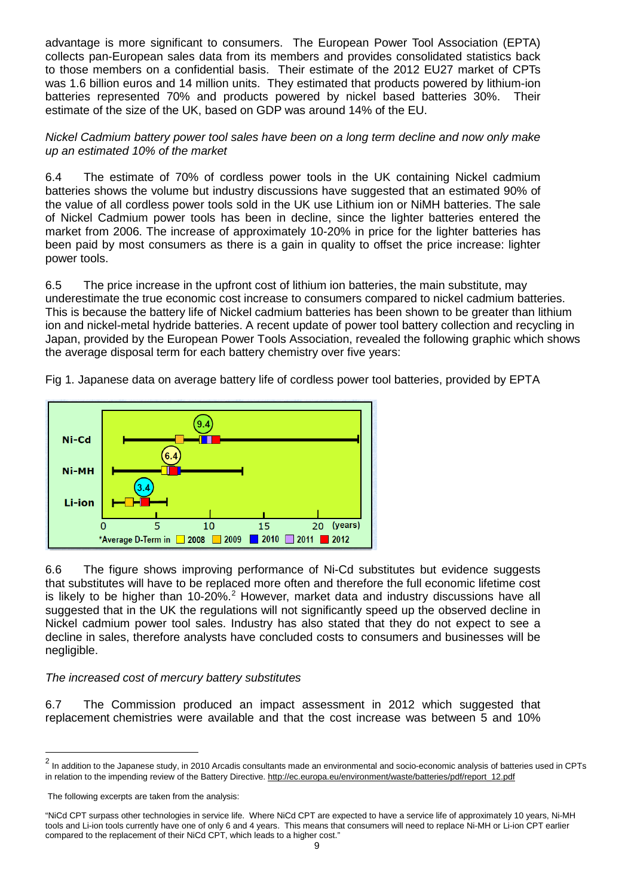advantage is more significant to consumers. The European Power Tool Association (EPTA) collects pan-European sales data from its members and provides consolidated statistics back to those members on a confidential basis. Their estimate of the 2012 EU27 market of CPTs was 1.6 billion euros and 14 million units. They estimated that products powered by lithium-ion batteries represented 70% and products powered by nickel based batteries 30%. Their estimate of the size of the UK, based on GDP was around 14% of the EU.

*Nickel Cadmium battery power tool sales have been on a long term decline and now only make up an estimated 10% of the market*

6.4 The estimate of 70% of cordless power tools in the UK containing Nickel cadmium batteries shows the volume but industry discussions have suggested that an estimated 90% of the value of all cordless power tools sold in the UK use Lithium ion or NiMH batteries. The sale of Nickel Cadmium power tools has been in decline, since the lighter batteries entered the market from 2006. The increase of approximately 10-20% in price for the lighter batteries has been paid by most consumers as there is a gain in quality to offset the price increase: lighter power tools.

6.5 The price increase in the upfront cost of lithium ion batteries, the main substitute, may underestimate the true economic cost increase to consumers compared to nickel cadmium batteries. This is because the battery life of Nickel cadmium batteries has been shown to be greater than lithium ion and nickel-metal hydride batteries. A recent update of power tool battery collection and recycling in Japan, provided by the European Power Tools Association, revealed the following graphic which shows the average disposal term for each battery chemistry over five years:

Fig 1. Japanese data on average battery life of cordless power tool batteries, provided by EPTA

6.6 The figure shows improving performance of Ni-Cd substitutes but evidence suggests that substitutes will have to be replaced more often and therefore the full economic lifetime cost is likely to be higher than 10-20%.[2] However, market data and industry discussions have all suggested that in the UK the regulations will not significantly speed up the observed decline in Nickel cadmium power tool sales. Industry has also stated that they do not expect to see a decline in sales, therefore analysts have concluded costs to consumers and businesses will be negligible.

*The increased cost of mercury battery substitutes*

6.7 The Commission produced an impact assessment in 2012 which suggested that replacement chemistries were available and that the cost increase was between 5 and 10%

---

[2] In addition to the Japanese study, in 2010 Arcadis consultants made an environmental and socio-economic analysis of batteries used in CPTs in relation to the impending review of the Battery Directive. http://ec.europa.eu/environment/waste/batteries/pdf/report_12.pdf

The following excerpts are taken from the analysis:

"NiCd CPT surpass other technologies in service life. Where NiCd CPT are expected to have a service life of approximately 10 years, Ni-MH tools and Li-ion tools currently have one of only 6 and 4 years. This means that consumers will need to replace Ni-MH or Li-ion CPT earlier compared to the replacement of their NiCd CPT, which leads to a higher cost."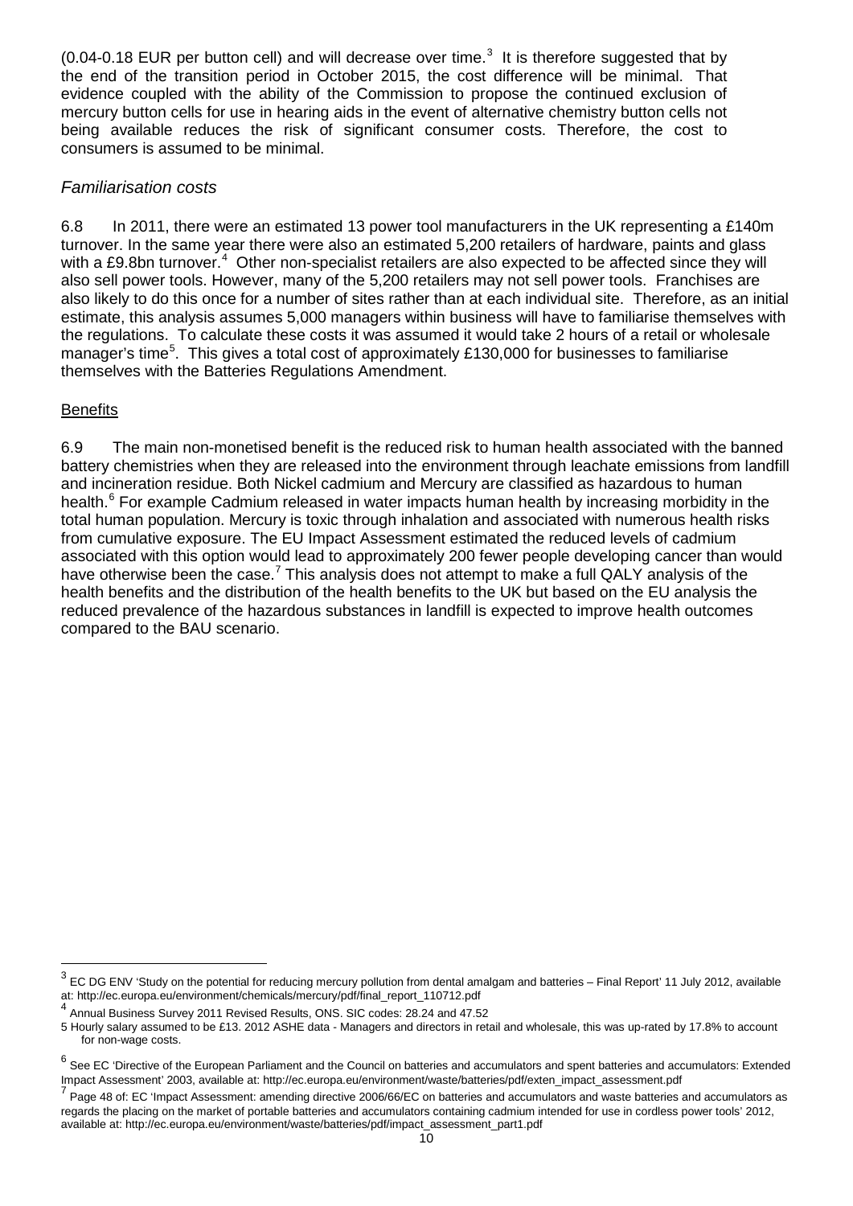(0.04-0.18 EUR per button cell) and will decrease over time.[3] It is therefore suggested that by the end of the transition period in October 2015, the cost difference will be minimal. That evidence coupled with the ability of the Commission to propose the continued exclusion of mercury button cells for use in hearing aids in the event of alternative chemistry button cells not being available reduces the risk of significant consumer costs. Therefore, the cost to consumers is assumed to be minimal.

### *Familiarisation costs*

6.8 In 2011, there were an estimated 13 power tool manufacturers in the UK representing a £140m turnover. In the same year there were also an estimated 5,200 retailers of hardware, paints and glass with a £9.8bn turnover.[4] Other non-specialist retailers are also expected to be affected since they will also sell power tools. However, many of the 5,200 retailers may not sell power tools. Franchises are also likely to do this once for a number of sites rather than at each individual site. Therefore, as an initial estimate, this analysis assumes 5,000 managers within business will have to familiarise themselves with the regulations. To calculate these costs it was assumed it would take 2 hours of a retail or wholesale manager's time[5]. This gives a total cost of approximately £130,000 for businesses to familiarise themselves with the Batteries Regulations Amendment.

### Benefits

6.9 The main non-monetised benefit is the reduced risk to human health associated with the banned battery chemistries when they are released into the environment through leachate emissions from landfill and incineration residue. Both Nickel cadmium and Mercury are classified as hazardous to human health.[6] For example Cadmium released in water impacts human health by increasing morbidity in the total human population. Mercury is toxic through inhalation and associated with numerous health risks from cumulative exposure. The EU Impact Assessment estimated the reduced levels of cadmium associated with this option would lead to approximately 200 fewer people developing cancer than would have otherwise been the case.[7] This analysis does not attempt to make a full QALY analysis of the health benefits and the distribution of the health benefits to the UK but based on the EU analysis the reduced prevalence of the hazardous substances in landfill is expected to improve health outcomes compared to the BAU scenario.

---

[3] EC DG ENV 'Study on the potential for reducing mercury pollution from dental amalgam and batteries – Final Report' 11 July 2012, available at: http://ec.europa.eu/environment/chemicals/mercury/pdf/final_report_110712.pdf

[4] Annual Business Survey 2011 Revised Results, ONS. SIC codes: 28.24 and 47.52

[5] Hourly salary assumed to be £13. 2012 ASHE data - Managers and directors in retail and wholesale, this was up-rated by 17.8% to account for non-wage costs.

[6] See EC 'Directive of the European Parliament and the Council on batteries and accumulators and spent batteries and accumulators: Extended Impact Assessment' 2003, available at: http://ec.europa.eu/environment/waste/batteries/pdf/exten_impact_assessment.pdf

[7] Page 48 of: EC 'Impact Assessment: amending directive 2006/66/EC on batteries and accumulators and waste batteries and accumulators as regards the placing on the market of portable batteries and accumulators containing cadmium intended for use in cordless power tools' 2012, available at: http://ec.europa.eu/environment/waste/batteries/pdf/impact_assessment_part1.pdf